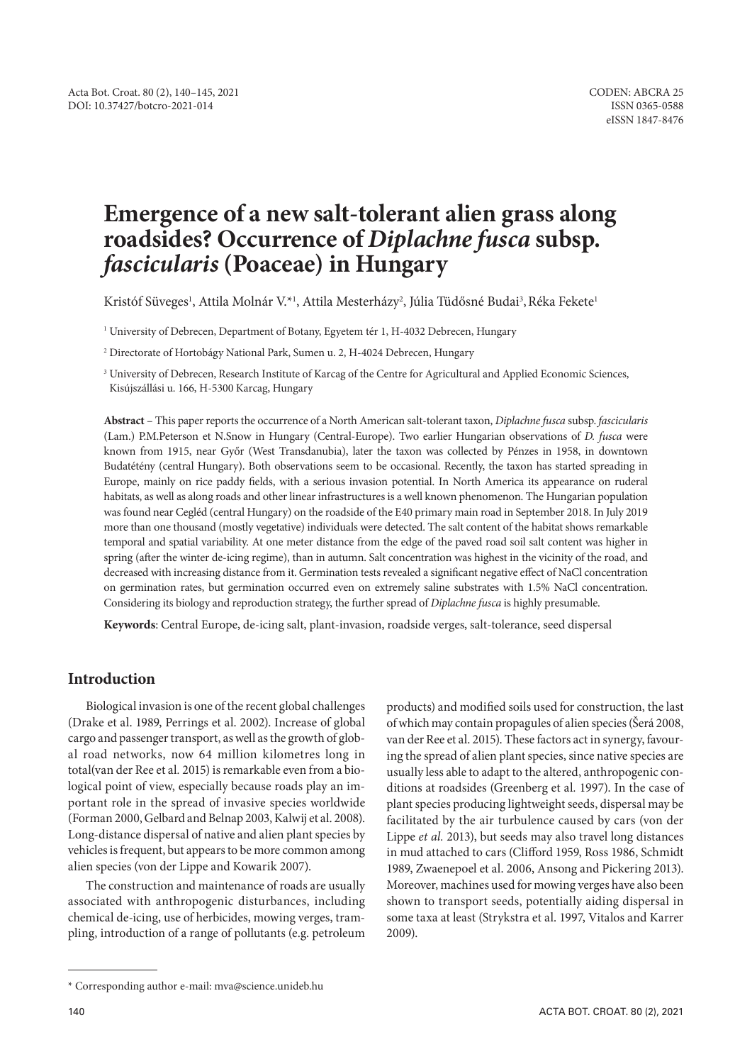# Emergence of a new salt-tolerant alien grass along roadsides? Occurrence of *Diplachne fusca* subsp. *fascicularis* (Poaceae) in Hungary

Kristóf Süveges[1], Attila Molnár V.*[1], Attila Mesterházy[2], Júlia Tüdősné Budai[3], Réka Fekete[1]

[1] University of Debrecen, Department of Botany, Egyetem tér 1, H-4032 Debrecen, Hungary

[2] Directorate of Hortobágy National Park, Sumen u. 2, H-4024 Debrecen, Hungary

[3] University of Debrecen, Research Institute of Karcag of the Centre for Agricultural and Applied Economic Sciences, Kisújszállási u. 166, H-5300 Karcag, Hungary

**Abstract** – This paper reports the occurrence of a North American salt-tolerant taxon, *Diplachne fusca* subsp. *fascicularis* (Lam.) P.M.Peterson et N.Snow in Hungary (Central-Europe). Two earlier Hungarian observations of *D. fusca* were known from 1915, near Győr (West Transdanubia), later the taxon was collected by Pénzes in 1958, in downtown Budatétény (central Hungary). Both observations seem to be occasional. Recently, the taxon has started spreading in Europe, mainly on rice paddy fields, with a serious invasion potential. In North America its appearance on ruderal habitats, as well as along roads and other linear infrastructures is a well known phenomenon. The Hungarian population was found near Cegléd (central Hungary) on the roadside of the E40 primary main road in September 2018. In July 2019 more than one thousand (mostly vegetative) individuals were detected. The salt content of the habitat shows remarkable temporal and spatial variability. At one meter distance from the edge of the paved road soil salt content was higher in spring (after the winter de-icing regime), than in autumn. Salt concentration was highest in the vicinity of the road, and decreased with increasing distance from it. Germination tests revealed a significant negative effect of NaCl concentration on germination rates, but germination occurred even on extremely saline substrates with 1.5% NaCl concentration. Considering its biology and reproduction strategy, the further spread of *Diplachne fusca* is highly presumable.

**Keywords**: Central Europe, de-icing salt, plant-invasion, roadside verges, salt-tolerance, seed dispersal

## Introduction

Biological invasion is one of the recent global challenges (Drake et al. 1989, Perrings et al. 2002). Increase of global cargo and passenger transport, as well as the growth of global road networks, now 64 million kilometres long in total(van der Ree et al. 2015) is remarkable even from a biological point of view, especially because roads play an important role in the spread of invasive species worldwide (Forman 2000, Gelbard and Belnap 2003, Kalwij et al. 2008). Long-distance dispersal of native and alien plant species by vehicles is frequent, but appears to be more common among alien species (von der Lippe and Kowarik 2007).

The construction and maintenance of roads are usually associated with anthropogenic disturbances, including chemical de-icing, use of herbicides, mowing verges, trampling, introduction of a range of pollutants (e.g. petroleum products) and modified soils used for construction, the last of which may contain propagules of alien species (Šerá 2008, van der Ree et al. 2015). These factors act in synergy, favouring the spread of alien plant species, since native species are usually less able to adapt to the altered, anthropogenic conditions at roadsides (Greenberg et al. 1997). In the case of plant species producing lightweight seeds, dispersal may be facilitated by the air turbulence caused by cars (von der Lippe *et al.* 2013), but seeds may also travel long distances in mud attached to cars (Clifford 1959, Ross 1986, Schmidt 1989, Zwaenepoel et al. 2006, Ansong and Pickering 2013). Moreover, machines used for mowing verges have also been shown to transport seeds, potentially aiding dispersal in some taxa at least (Strykstra et al. 1997, Vitalos and Karrer 2009).

---

* Corresponding author e-mail: mva@science.unideb.hu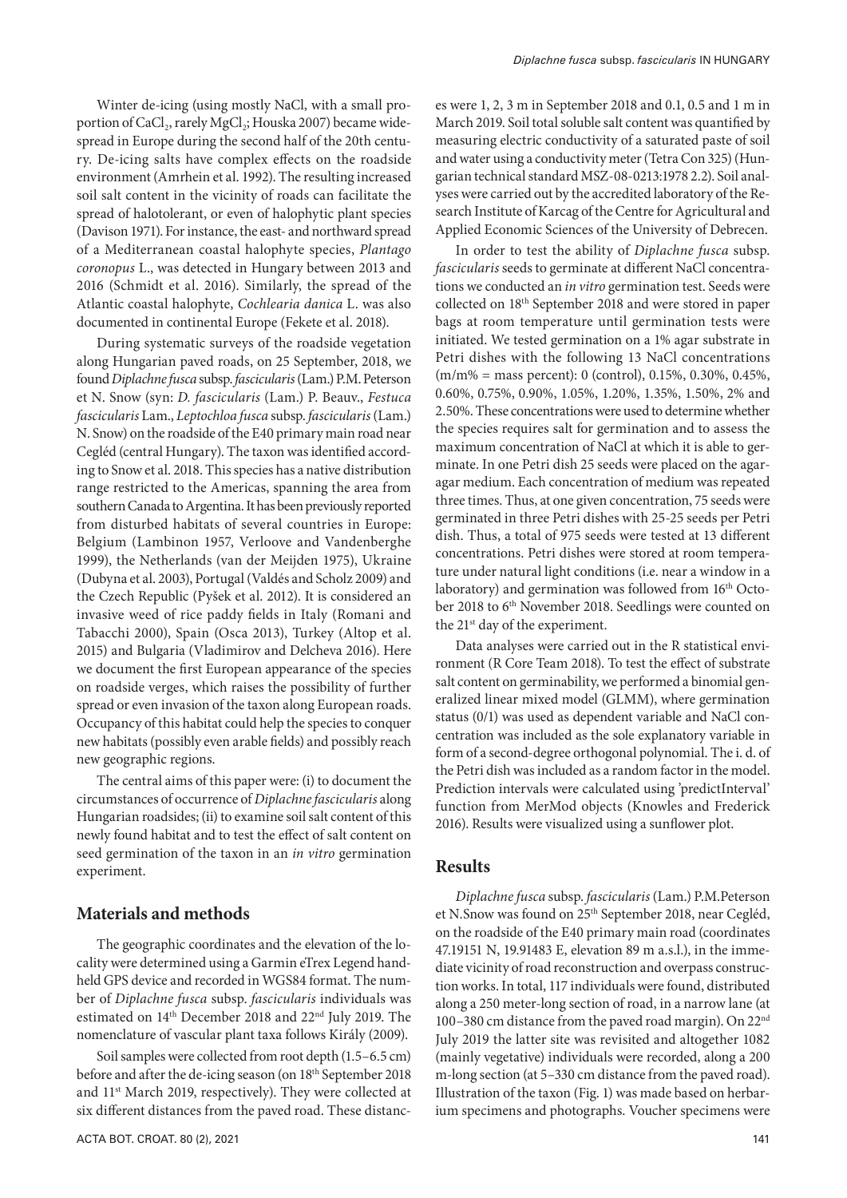Winter de-icing (using mostly NaCl, with a small proportion of $CaCl_2$, rarely $MgCl_2$; Houska 2007) became widespread in Europe during the second half of the 20th century. De-icing salts have complex effects on the roadside environment (Amrhein et al. 1992). The resulting increased soil salt content in the vicinity of roads can facilitate the spread of halotolerant, or even of halophytic plant species (Davison 1971). For instance, the east- and northward spread of a Mediterranean coastal halophyte species, *Plantago coronopus* L., was detected in Hungary between 2013 and 2016 (Schmidt et al. 2016). Similarly, the spread of the Atlantic coastal halophyte, *Cochlearia danica* L. was also documented in continental Europe (Fekete et al. 2018).

During systematic surveys of the roadside vegetation along Hungarian paved roads, on 25 September, 2018, we found *Diplachne fusca* subsp. *fascicularis* (Lam.) P.M. Peterson et N. Snow (syn: *D. fascicularis* (Lam.) P. Beauv., *Festuca fascicularis* Lam., *Leptochloa fusca* subsp. *fascicularis* (Lam.) N. Snow) on the roadside of the E40 primary main road near Cegléd (central Hungary). The taxon was identified according to Snow et al. 2018. This species has a native distribution range restricted to the Americas, spanning the area from southern Canada to Argentina. It has been previously reported from disturbed habitats of several countries in Europe: Belgium (Lambinon 1957, Verloove and Vandenberghe 1999), the Netherlands (van der Meijden 1975), Ukraine (Dubyna et al. 2003), Portugal (Valdés and Scholz 2009) and the Czech Republic (Pyšek et al. 2012). It is considered an invasive weed of rice paddy fields in Italy (Romani and Tabacchi 2000), Spain (Osca 2013), Turkey (Altop et al. 2015) and Bulgaria (Vladimirov and Delcheva 2016). Here we document the first European appearance of the species on roadside verges, which raises the possibility of further spread or even invasion of the taxon along European roads. Occupancy of this habitat could help the species to conquer new habitats (possibly even arable fields) and possibly reach new geographic regions.

The central aims of this paper were: (i) to document the circumstances of occurrence of *Diplachne fascicularis* along Hungarian roadsides; (ii) to examine soil salt content of this newly found habitat and to test the effect of salt content on seed germination of the taxon in an *in vitro* germination experiment.

## Materials and methods

The geographic coordinates and the elevation of the locality were determined using a Garmin eTrex Legend handheld GPS device and recorded in WGS84 format. The number of *Diplachne fusca* subsp. *fascicularis* individuals was estimated on 14th December 2018 and 22nd July 2019. The nomenclature of vascular plant taxa follows Király (2009).

Soil samples were collected from root depth (1.5–6.5 cm) before and after the de-icing season (on 18th September 2018 and 11st March 2019, respectively). They were collected at six different distances from the paved road. These distances were 1, 2, 3 m in September 2018 and 0.1, 0.5 and 1 m in March 2019. Soil total soluble salt content was quantified by measuring electric conductivity of a saturated paste of soil and water using a conductivity meter (Tetra Con 325) (Hungarian technical standard MSZ-08-0213:1978 2.2). Soil analyses were carried out by the accredited laboratory of the Research Institute of Karcag of the Centre for Agricultural and Applied Economic Sciences of the University of Debrecen.

In order to test the ability of *Diplachne fusca* subsp. *fascicularis* seeds to germinate at different NaCl concentrations we conducted an *in vitro* germination test. Seeds were collected on 18th September 2018 and were stored in paper bags at room temperature until germination tests were initiated. We tested germination on a 1% agar substrate in Petri dishes with the following 13 NaCl concentrations (m/m% = mass percent): 0 (control), 0.15%, 0.30%, 0.45%, 0.60%, 0.75%, 0.90%, 1.05%, 1.20%, 1.35%, 1.50%, 2% and 2.50%. These concentrations were used to determine whether the species requires salt for germination and to assess the maximum concentration of NaCl at which it is able to germinate. In one Petri dish 25 seeds were placed on the agar-agar medium. Each concentration of medium was repeated three times. Thus, at one given concentration, 75 seeds were germinated in three Petri dishes with 25-25 seeds per Petri dish. Thus, a total of 975 seeds were tested at 13 different concentrations. Petri dishes were stored at room temperature under natural light conditions (i.e. near a window in a laboratory) and germination was followed from 16th October 2018 to 6th November 2018. Seedlings were counted on the 21st day of the experiment.

Data analyses were carried out in the R statistical environment (R Core Team 2018). To test the effect of substrate salt content on germinability, we performed a binomial generalized linear mixed model (GLMM), where germination status (0/1) was used as dependent variable and NaCl concentration was included as the sole explanatory variable in form of a second-degree orthogonal polynomial. The i. d. of the Petri dish was included as a random factor in the model. Prediction intervals were calculated using 'predictInterval' function from MerMod objects (Knowles and Frederick 2016). Results were visualized using a sunflower plot.

## Results

*Diplachne fusca* subsp. *fascicularis* (Lam.) P.M.Peterson et N.Snow was found on 25th September 2018, near Cegléd, on the roadside of the E40 primary main road (coordinates 47.19151 N, 19.91483 E, elevation 89 m a.s.l.), in the immediate vicinity of road reconstruction and overpass construction works. In total, 117 individuals were found, distributed along a 250 meter-long section of road, in a narrow lane (at 100–380 cm distance from the paved road margin). On 22nd July 2019 the latter site was revisited and altogether 1082 (mainly vegetative) individuals were recorded, along a 200 m-long section (at 5–330 cm distance from the paved road). Illustration of the taxon (Fig. 1) was made based on herbarium specimens and photographs. Voucher specimens were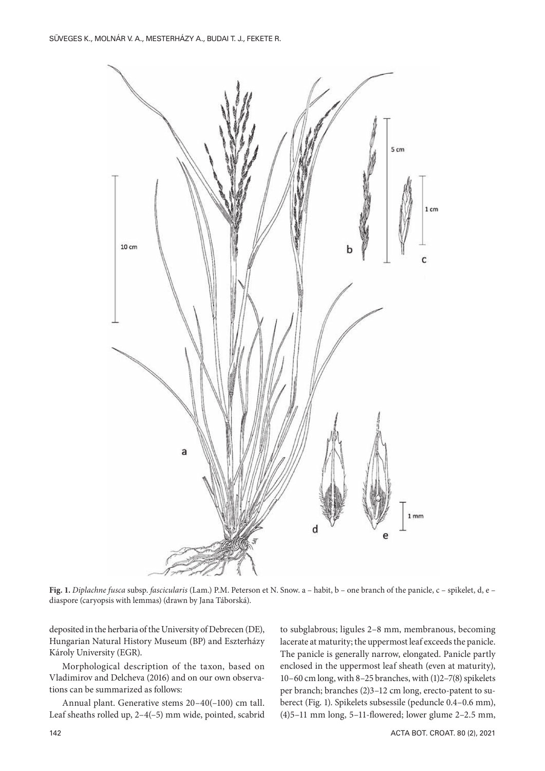**Fig. 1.** *Diplachne fusca* subsp. *fascicularis* (Lam.) P.M. Peterson et N. Snow. a – habit, b – one branch of the panicle, c – spikelet, d, e – diaspore (caryopsis with lemmas) (drawn by Jana Táborská).

deposited in the herbaria of the University of Debrecen (DE), Hungarian Natural History Museum (BP) and Eszterházy Károly University (EGR).

Morphological description of the taxon, based on Vladimirov and Delcheva (2016) and on our own observations can be summarized as follows:

Annual plant. Generative stems 20–40(–100) cm tall. Leaf sheaths rolled up, 2–4(–5) mm wide, pointed, scabrid to subglabrous; ligules 2–8 mm, membranous, becoming lacerate at maturity; the uppermost leaf exceeds the panicle. The panicle is generally narrow, elongated. Panicle partly enclosed in the uppermost leaf sheath (even at maturity), 10–60 cm long, with 8–25 branches, with (1)2–7(8) spikelets per branch; branches (2)3–12 cm long, erecto-patent to suberect (Fig. 1). Spikelets subsessile (peduncle 0.4–0.6 mm), (4)5–11 mm long, 5–11-flowered; lower glume 2–2.5 mm,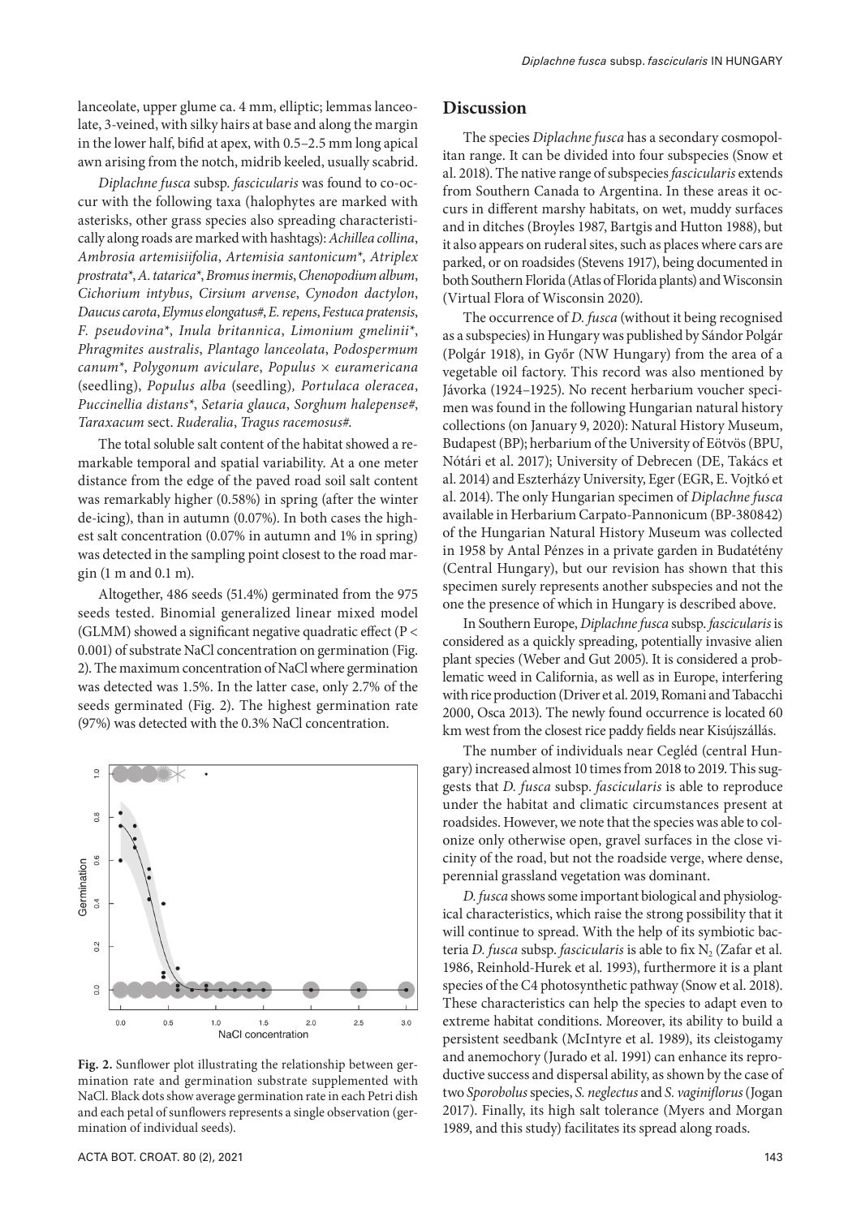lanceolate, upper glume ca. 4 mm, elliptic; lemmas lanceolate, 3-veined, with silky hairs at base and along the margin in the lower half, bifid at apex, with 0.5–2.5 mm long apical awn arising from the notch, midrib keeled, usually scabrid.

*Diplachne fusca* subsp. *fascicularis* was found to co-occur with the following taxa (halophytes are marked with asterisks, other grass species also spreading characteristically along roads are marked with hashtags): *Achillea collina*, *Ambrosia artemisiifolia*, *Artemisia santonicum*\*, *Atriplex prostrata*\*, *A. tatarica*\*, *Bromus inermis*, *Chenopodium album*, *Cichorium intybus*, *Cirsium arvense*, *Cynodon dactylon*, *Daucus carota*, *Elymus elongatus*#, *E. repens*, *Festuca pratensis*, *F. pseudovina*\*, *Inula britannica*, *Limonium gmelinii*\*, *Phragmites australis*, *Plantago lanceolata*, *Podospermum canum*\*, *Polygonum aviculare*, *Populus × euramericana* (seedling), *Populus alba* (seedling), *Portulaca oleracea*, *Puccinellia distans*\*, *Setaria glauca*, *Sorghum halepense*#, *Taraxacum* sect. *Ruderalia*, *Tragus racemosus*#.

The total soluble salt content of the habitat showed a remarkable temporal and spatial variability. At a one meter distance from the edge of the paved road soil salt content was remarkably higher (0.58%) in spring (after the winter de-icing), than in autumn (0.07%). In both cases the highest salt concentration (0.07% in autumn and 1% in spring) was detected in the sampling point closest to the road margin (1 m and 0.1 m).

Altogether, 486 seeds (51.4%) germinated from the 975 seeds tested. Binomial generalized linear mixed model (GLMM) showed a significant negative quadratic effect ($P < 0.001$) of substrate NaCl concentration on germination (Fig. 2). The maximum concentration of NaCl where germination was detected was 1.5%. In the latter case, only 2.7% of the seeds germinated (Fig. 2). The highest germination rate (97%) was detected with the 0.3% NaCl concentration.

**Fig. 2.** Sunflower plot illustrating the relationship between germination rate and germination substrate supplemented with NaCl. Black dots show average germination rate in each Petri dish and each petal of sunflowers represents a single observation (germination of individual seeds).

## Discussion

The species *Diplachne fusca* has a secondary cosmopolitan range. It can be divided into four subspecies (Snow et al. 2018). The native range of subspecies *fascicularis* extends from Southern Canada to Argentina. In these areas it occurs in different marshy habitats, on wet, muddy surfaces and in ditches (Broyles 1987, Bartgis and Hutton 1988), but it also appears on ruderal sites, such as places where cars are parked, or on roadsides (Stevens 1917), being documented in both Southern Florida (Atlas of Florida plants) and Wisconsin (Virtual Flora of Wisconsin 2020).

The occurrence of *D. fusca* (without it being recognised as a subspecies) in Hungary was published by Sándor Polgár (Polgár 1918), in Győr (NW Hungary) from the area of a vegetable oil factory. This record was also mentioned by Jávorka (1924–1925). No recent herbarium voucher specimen was found in the following Hungarian natural history collections (on January 9, 2020): Natural History Museum, Budapest (BP); herbarium of the University of Eötvös (BPU, Nótári et al. 2017); University of Debrecen (DE, Takács et al. 2014) and Eszterházy University, Eger (EGR, E. Vojtkó et al. 2014). The only Hungarian specimen of *Diplachne fusca* available in Herbarium Carpato-Pannonicum (BP-380842) of the Hungarian Natural History Museum was collected in 1958 by Antal Pénzes in a private garden in Budatétény (Central Hungary), but our revision has shown that this specimen surely represents another subspecies and not the one the presence of which in Hungary is described above.

In Southern Europe, *Diplachne fusca* subsp. *fascicularis* is considered as a quickly spreading, potentially invasive alien plant species (Weber and Gut 2005). It is considered a problematic weed in California, as well as in Europe, interfering with rice production (Driver et al. 2019, Romani and Tabacchi 2000, Osca 2013). The newly found occurrence is located 60 km west from the closest rice paddy fields near Kisújszállás.

The number of individuals near Cegléd (central Hungary) increased almost 10 times from 2018 to 2019. This suggests that *D. fusca* subsp. *fascicularis* is able to reproduce under the habitat and climatic circumstances present at roadsides. However, we note that the species was able to colonize only otherwise open, gravel surfaces in the close vicinity of the road, but not the roadside verge, where dense, perennial grassland vegetation was dominant.

*D. fusca* shows some important biological and physiological characteristics, which raise the strong possibility that it will continue to spread. With the help of its symbiotic bacteria *D. fusca* subsp. *fascicularis* is able to fix $N_2$ (Zafar et al. 1986, Reinhold-Hurek et al. 1993), furthermore it is a plant species of the C4 photosynthetic pathway (Snow et al. 2018). These characteristics can help the species to adapt even to extreme habitat conditions. Moreover, its ability to build a persistent seedbank (McIntyre et al. 1989), its cleistogamy and anemochory (Jurado et al. 1991) can enhance its reproductive success and dispersal ability, as shown by the case of two *Sporobolus* species, *S. neglectus* and *S. vaginiflorus* (Jogan 2017). Finally, its high salt tolerance (Myers and Morgan 1989, and this study) facilitates its spread along roads.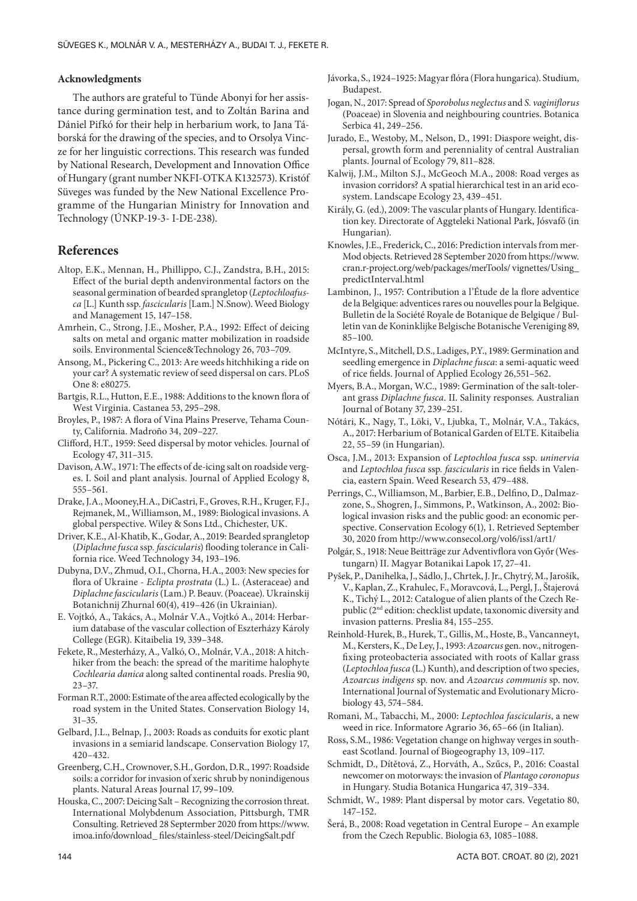### Acknowledgments

The authors are grateful to Tünde Abonyi for her assistance during germination test, and to Zoltán Barina and Dániel Pifkó for their help in herbarium work, to Jana Táborská for the drawing of the species, and to Orsolya Vincze for her linguistic corrections. This research was funded by National Research, Development and Innovation Office of Hungary (grant number NKFI-OTKA K132573). Kristóf Süveges was funded by the New National Excellence Programme of the Hungarian Ministry for Innovation and Technology (ÚNKP-19-3- I-DE-238).

## References

Altop, E.K., Mennan, H., Phillippo, C.J., Zandstra, B.H., 2015: Effect of the burial depth andenvironmental factors on the seasonal germination of bearded sprangletop (*Leptochloafusca* [L.] Kunth ssp. *fascicularis* [Lam.] N.Snow). Weed Biology and Management 15, 147–158.

Amrhein, C., Strong, J.E., Mosher, P.A., 1992: Effect of deicing salts on metal and organic matter mobilization in roadside soils. Environmental Science&Technology 26, 703–709.

Ansong, M., Pickering C., 2013: Are weeds hitchhiking a ride on your car? A systematic review of seed dispersal on cars. PLoS One 8: e80275.

Bartgis, R.L., Hutton, E.E., 1988: Additions to the known flora of West Virginia. Castanea 53, 295–298.

Broyles, P., 1987: A flora of Vina Plains Preserve, Tehama County, California. Madroño 34, 209–227.

Clifford, H.T., 1959: Seed dispersal by motor vehicles. Journal of Ecology 47, 311–315.

Davison, A.W., 1971: The effects of de-icing salt on roadside verges. I. Soil and plant analysis. Journal of Applied Ecology 8, 555–561.

Drake, J.A., Mooney,H.A., DiCastri, F., Groves, R.H., Kruger, F.J., Rejmanek, M., Williamson, M., 1989: Biological invasions. A global perspective. Wiley & Sons Ltd., Chichester, UK.

Driver, K.E., Al-Khatib, K., Godar, A., 2019: Bearded sprangletop (*Diplachne fusca* ssp. *fascicularis*) flooding tolerance in California rice. Weed Technology 34, 193–196.

Dubyna, D.V., Zhmud, O.I., Chorna, H.A., 2003: New species for flora of Ukraine - *Eclipta prostrata* (L.) L. (Asteraceae) and *Diplachne fascicularis* (Lam.) P. Beauv. (Poaceae). Ukrainskij Botanichnij Zhurnal 60(4), 419–426 (in Ukrainian).

E. Vojtkó, A., Takács, A., Molnár V.A., Vojtkó A., 2014: Herbarium database of the vascular collection of Eszterházy Károly College (EGR). Kitaibelia 19, 339–348.

Fekete, R., Mesterházy, A., Valkó, O., Molnár, V.A., 2018: A hitchhiker from the beach: the spread of the maritime halophyte *Cochlearia danica* along salted continental roads. Preslia 90, 23–37.

Forman R.T., 2000: Estimate of the area affected ecologically by the road system in the United States. Conservation Biology 14, 31–35.

Gelbard, J.L., Belnap, J., 2003: Roads as conduits for exotic plant invasions in a semiarid landscape. Conservation Biology 17, 420–432.

Greenberg, C.H., Crownover, S.H., Gordon, D.R., 1997: Roadside soils: a corridor for invasion of xeric shrub by nonindigenous plants. Natural Areas Journal 17, 99–109.

Houska, C., 2007: Deicing Salt – Recognizing the corrosion threat. International Molybdenum Association, Pittsburgh, TMR Consulting. Retrieved 28 Septermber 2020 from https://www.imoa.info/download_ files/stainless-steel/DeicingSalt.pdf

Jávorka, S., 1924–1925: Magyar flóra (Flora hungarica). Studium, Budapest.

Jogan, N., 2017: Spread of *Sporobolus neglectus* and *S. vaginiflorus* (Poaceae) in Slovenia and neighbouring countries. Botanica Serbica 41, 249–256.

Jurado, E., Westoby, M., Nelson, D., 1991: Diaspore weight, dispersal, growth form and perenniality of central Australian plants. Journal of Ecology 79, 811–828.

Kalwij, J.M., Milton S.J., McGeoch M.A., 2008: Road verges as invasion corridors? A spatial hierarchical test in an arid ecosystem. Landscape Ecology 23, 439–451.

Király, G. (ed.), 2009: The vascular plants of Hungary. Identification key. Directorate of Aggteleki National Park, Jósvafő (in Hungarian).

Knowles, J.E., Frederick, C., 2016: Prediction intervals from merMod objects. Retrieved 28 September 2020 from https://www.cran.r-project.org/web/packages/merTools/ vignettes/Using_predictInterval.html

Lambinon, J., 1957: Contribution a l'Étude de la flore adventice de la Belgique: adventices rares ou nouvelles pour la Belgique. Bulletin de la Société Royale de Botanique de Belgique / Bulletin van de Koninklijke Belgische Botanische Vereniging 89, 85–100.

McIntyre, S., Mitchell, D.S., Ladiges, P.Y., 1989: Germination and seedling emergence in *Diplachne fusca*: a semi-aquatic weed of rice fields. Journal of Applied Ecology 26,551–562.

Myers, B.A., Morgan, W.C., 1989: Germination of the salt-tolerant grass *Diplachne fusca*. II. Salinity responses. Australian Journal of Botany 37, 239–251.

Nótári, K., Nagy, T., Löki, V., Ljubka, T., Molnár, V.A., Takács, A., 2017: Herbarium of Botanical Garden of ELTE. Kitaibelia 22, 55–59 (in Hungarian).

Osca, J.M., 2013: Expansion of *Leptochloa fusca* ssp. *uninervia* and *Leptochloa fusca* ssp. *fascicularis* in rice fields in Valencia, eastern Spain. Weed Research 53, 479–488.

Perrings, C., Williamson, M., Barbier, E.B., Delfino, D., Dalmazzone, S., Shogren, J., Simmons, P., Watkinson, A., 2002: Biological invasion risks and the public good: an economic perspective. Conservation Ecology 6(1), 1. Retrieved September 30, 2020 from http://www.consecol.org/vol6/iss1/art1/

Polgár, S., 1918: Neue Beitträge zur Adventivflora von Győr (Westungarn) II. Magyar Botanikai Lapok 17, 27–41.

Pyšek, P., Danihelka, J., Sádlo, J., Chrtek, J. Jr., Chytrý, M., Jarošík, V., Kaplan, Z., Krahulec, F., Moravcová, L., Pergl, J., Štajerová K., Tichý L., 2012: Catalogue of alien plants of the Czech Republic (2nd edition: checklist update, taxonomic diversity and invasion patterns. Preslia 84, 155–255.

Reinhold-Hurek, B., Hurek, T., Gillis, M., Hoste, B., Vancanneyt, M., Kersters, K., De Ley, J., 1993: *Azoarcus* gen. nov., nitrogen-fixing proteobacteria associated with roots of Kallar grass (*Leptochloa fusca* (L.) Kunth), and description of two species, *Azoarcus indigens* sp. nov. and *Azoarcus communis* sp. nov. International Journal of Systematic and Evolutionary Microbiology 43, 574–584.

Romani, M., Tabacchi, M., 2000: *Leptochloa fascicularis*, a new weed in rice. Informatore Agrario 36, 65–66 (in Italian).

Ross, S.M., 1986: Vegetation change on highway verges in southeast Scotland. Journal of Biogeography 13, 109–117.

Schmidt, D., Dítětová, Z., Horváth, A., Szűcs, P., 2016: Coastal newcomer on motorways: the invasion of *Plantago coronopus* in Hungary. Studia Botanica Hungarica 47, 319–334.

Schmidt, W., 1989: Plant dispersal by motor cars. Vegetatio 80, 147–152.

Šerá, B., 2008: Road vegetation in Central Europe – An example from the Czech Republic. Biologia 63, 1085–1088.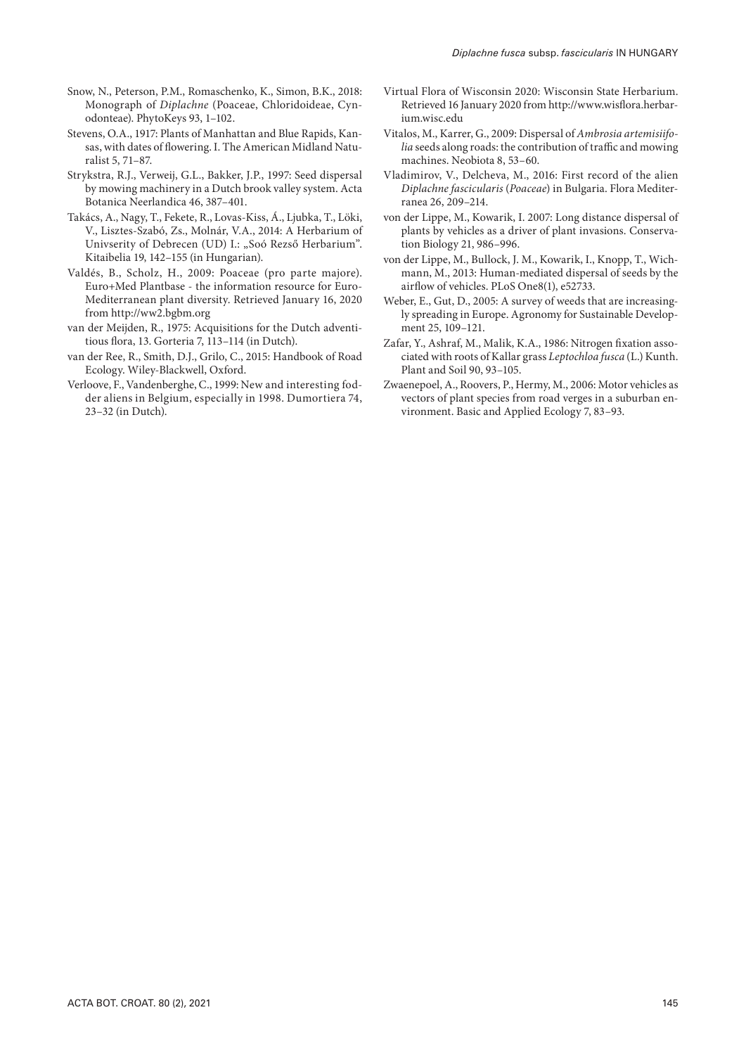Snow, N., Peterson, P.M., Romaschenko, K., Simon, B.K., 2018: Monograph of *Diplachne* (Poaceae, Chloridoideae, Cynodonteae). PhytoKeys 93, 1–102.

Stevens, O.A., 1917: Plants of Manhattan and Blue Rapids, Kansas, with dates of flowering. I. The American Midland Naturalist 5, 71–87.

Strykstra, R.J., Verweij, G.L., Bakker, J.P., 1997: Seed dispersal by mowing machinery in a Dutch brook valley system. Acta Botanica Neerlandica 46, 387–401.

Takács, A., Nagy, T., Fekete, R., Lovas-Kiss, Á., Ljubka, T., Löki, V., Lisztes-Szabó, Zs., Molnár, V.A., 2014: A Herbarium of Univserity of Debrecen (UD) I.: „Soó Rezső Herbarium". Kitaibelia 19, 142–155 (in Hungarian).

Valdés, B., Scholz, H., 2009: Poaceae (pro parte majore). Euro+Med Plantbase - the information resource for Euro-Mediterranean plant diversity. Retrieved January 16, 2020 from http://ww2.bgbm.org

van der Meijden, R., 1975: Acquisitions for the Dutch adventitious flora, 13. Gorteria 7, 113–114 (in Dutch).

van der Ree, R., Smith, D.J., Grilo, C., 2015: Handbook of Road Ecology. Wiley-Blackwell, Oxford.

Verloove, F., Vandenberghe, C., 1999: New and interesting fodder aliens in Belgium, especially in 1998. Dumortiera 74, 23–32 (in Dutch).

Virtual Flora of Wisconsin 2020: Wisconsin State Herbarium. Retrieved 16 January 2020 from http://www.wisflora.herbarium.wisc.edu

Vitalos, M., Karrer, G., 2009: Dispersal of *Ambrosia artemisiifolia* seeds along roads: the contribution of traffic and mowing machines. Neobiota 8, 53–60.

Vladimirov, V., Delcheva, M., 2016: First record of the alien *Diplachne fascicularis* (*Poaceae*) in Bulgaria. Flora Mediterranea 26, 209–214.

von der Lippe, M., Kowarik, I. 2007: Long distance dispersal of plants by vehicles as a driver of plant invasions. Conservation Biology 21, 986–996.

von der Lippe, M., Bullock, J. M., Kowarik, I., Knopp, T., Wichmann, M., 2013: Human-mediated dispersal of seeds by the airflow of vehicles. PLoS One8(1), e52733.

Weber, E., Gut, D., 2005: A survey of weeds that are increasingly spreading in Europe. Agronomy for Sustainable Development 25, 109–121.

Zafar, Y., Ashraf, M., Malik, K.A., 1986: Nitrogen fixation associated with roots of Kallar grass *Leptochloa fusca* (L.) Kunth. Plant and Soil 90, 93–105.

Zwaenepoel, A., Roovers, P., Hermy, M., 2006: Motor vehicles as vectors of plant species from road verges in a suburban environment. Basic and Applied Ecology 7, 83–93.